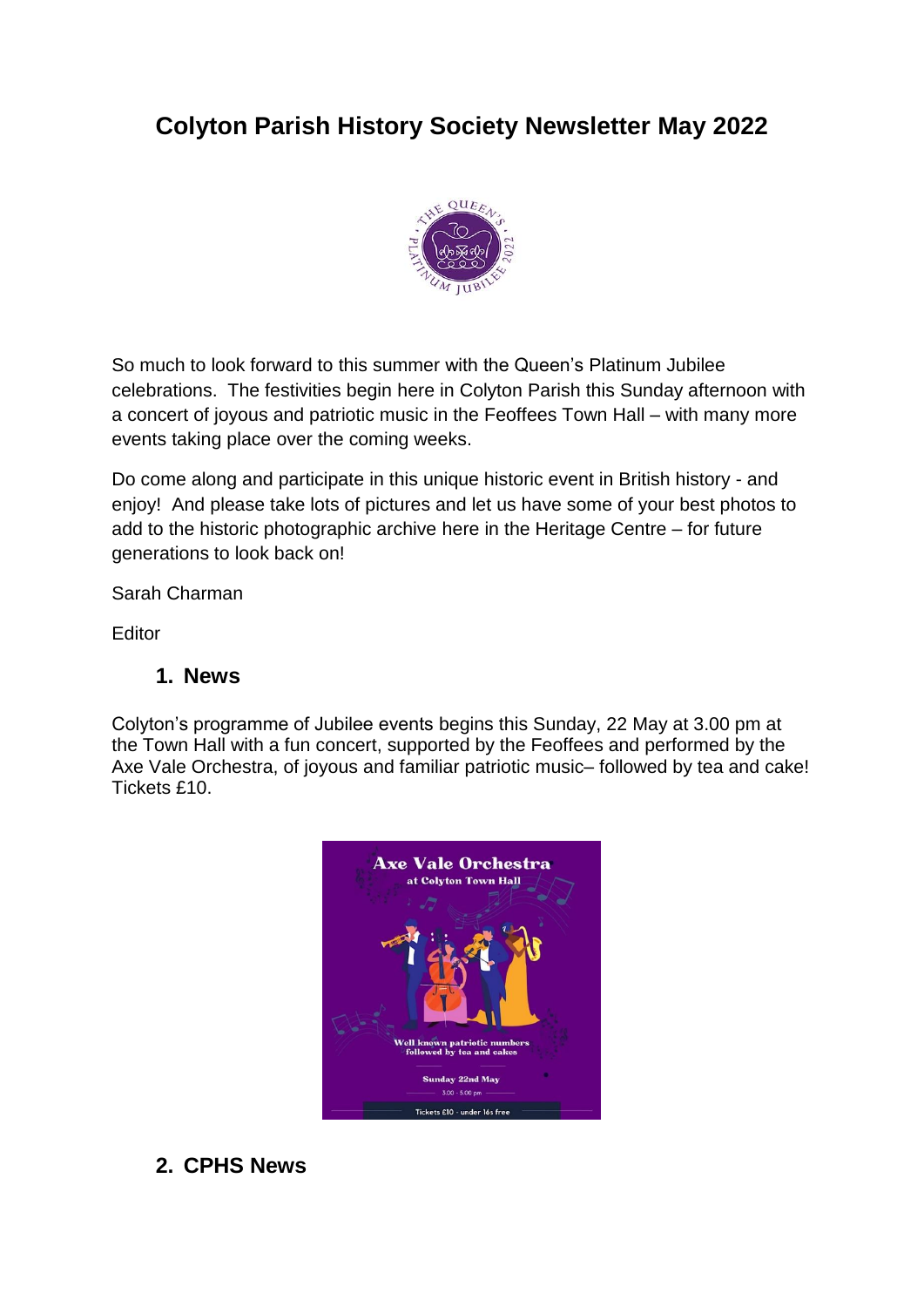# Colyton Parish History Society Newsletter May 2022

So much to look forward to this summer with the Queen's Platinum Jubilee celebrations. The festivities begin here in Colyton Parish this Sunday afternoon with a concert of joyous and patriotic music in the Feoffees Town Hall – with many more events taking place over the coming weeks.

Do come along and participate in this unique historic event in British history - and enjoy! And please take lots of pictures and let us have some of your best photos to add to the historic photographic archive here in the Heritage Centre – for future generations to look back on!

Sarah Charman

Editor

## 1. News

Colyton's programme of Jubilee events begins this Sunday, 22 May at 3.00 pm at the Town Hall with a fun concert, supported by the Feoffees and performed by the Axe Vale Orchestra, of joyous and familiar patriotic music– followed by tea and cake! Tickets £10.

## 2. CPHS News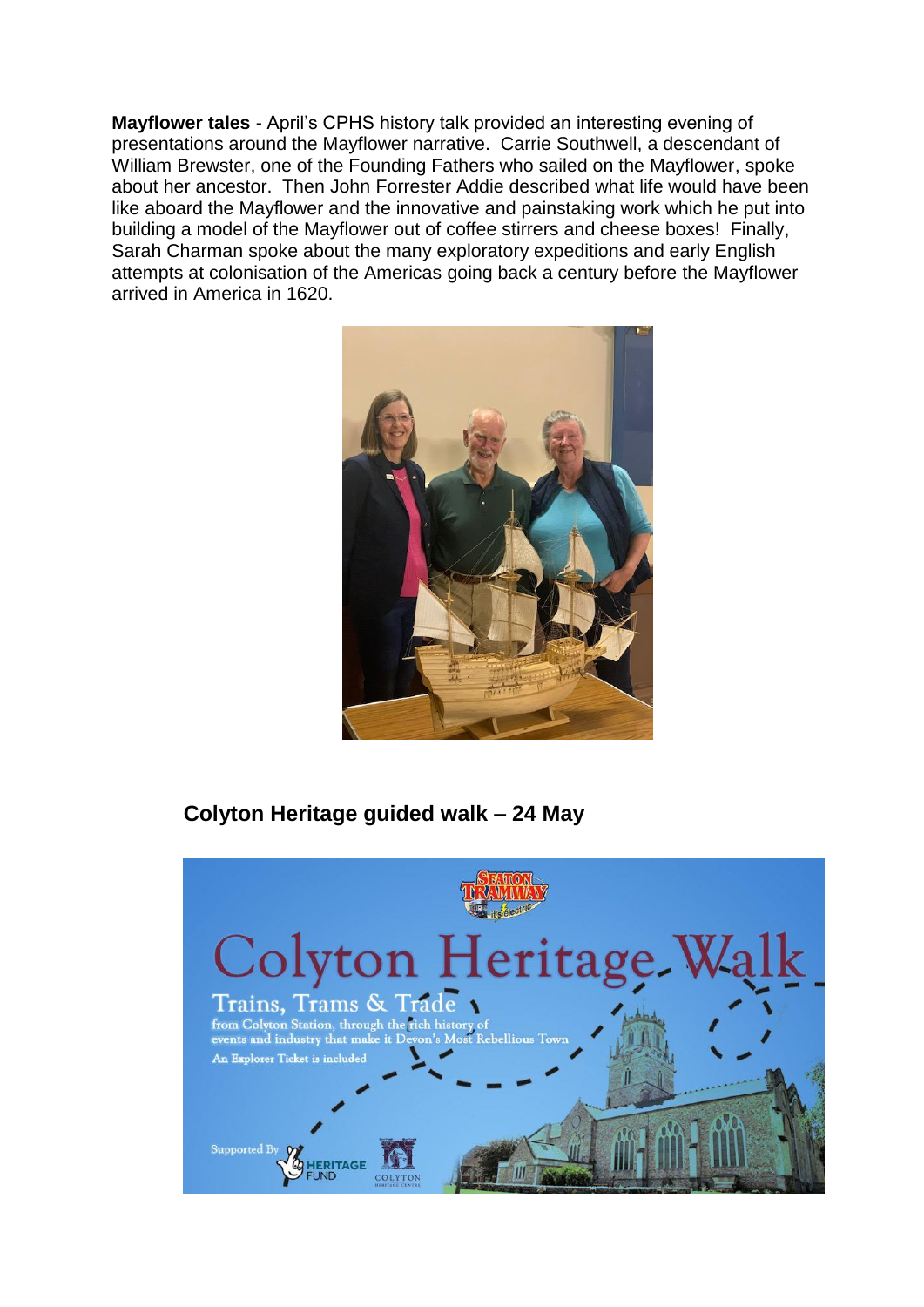**Mayflower tales** - April's CPHS history talk provided an interesting evening of presentations around the Mayflower narrative. Carrie Southwell, a descendant of William Brewster, one of the Founding Fathers who sailed on the Mayflower, spoke about her ancestor. Then John Forrester Addie described what life would have been like aboard the Mayflower and the innovative and painstaking work which he put into building a model of the Mayflower out of coffee stirrers and cheese boxes! Finally, Sarah Charman spoke about the many exploratory expeditions and early English attempts at colonisation of the Americas going back a century before the Mayflower arrived in America in 1620.

## Colyton Heritage guided walk – 24 May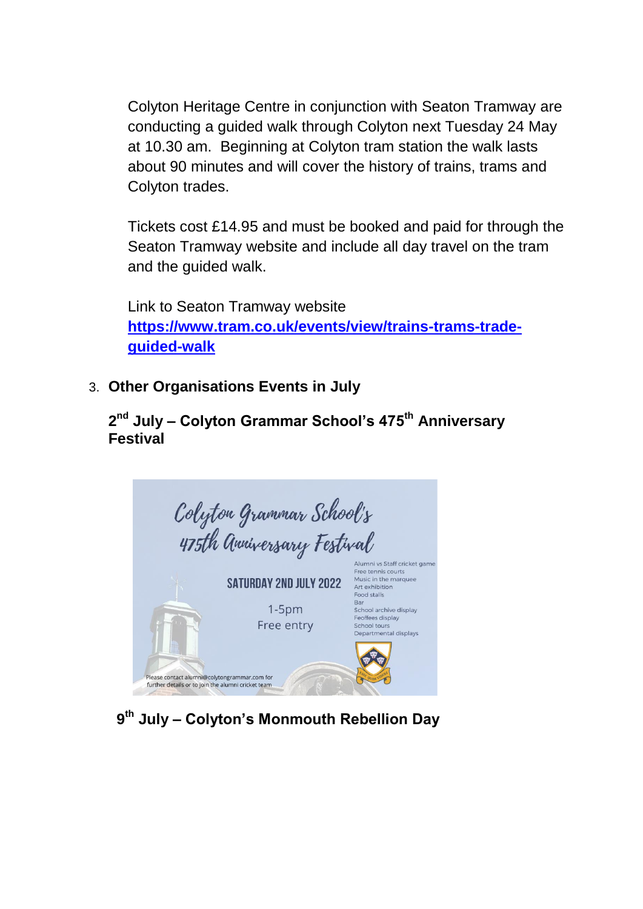Colyton Heritage Centre in conjunction with Seaton Tramway are conducting a guided walk through Colyton next Tuesday 24 May at 10.30 am. Beginning at Colyton tram station the walk lasts about 90 minutes and will cover the history of trains, trams and Colyton trades.

Tickets cost £14.95 and must be booked and paid for through the Seaton Tramway website and include all day travel on the tram and the guided walk.

Link to Seaton Tramway website
**[https://www.tram.co.uk/events/view/trains-trams-trade-guided-walk](https://www.tram.co.uk/events/view/trains-trams-trade-guided-walk)**

3. **Other Organisations Events in July**

**2nd July – Colyton Grammar School's 475th Anniversary Festival**

Colyton Grammar School's 475th Anniversary Festival

SATURDAY 2ND JULY 2022

1-5pm
Free entry

Alumni vs Staff cricket game
Free tennis courts
Music in the marquee
Art exhibition
Food stalls
Bar
School archive display
Feoffees display
School tours
Departmental displays

Please contact alumni@colytongrammar.com for further details or to join the alumni cricket team

**9th July – Colyton's Monmouth Rebellion Day**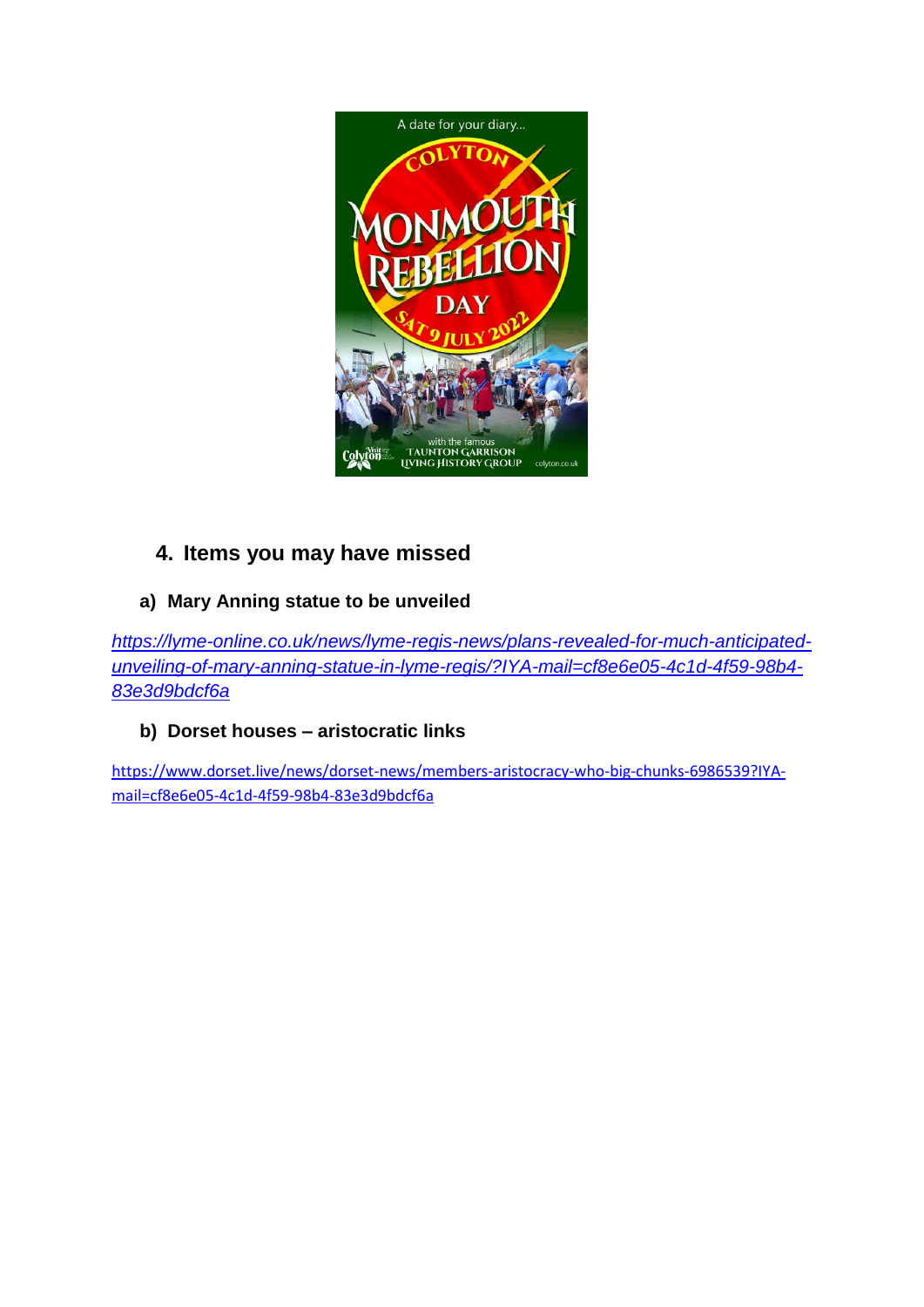## 4. Items you may have missed

### a) Mary Anning statue to be unveiled

*https://lyme-online.co.uk/news/lyme-regis-news/plans-revealed-for-much-anticipated-unveiling-of-mary-anning-statue-in-lyme-regis/?IYA-mail=cf8e6e05-4c1d-4f59-98b4-83e3d9bdcf6a*

### b) Dorset houses – aristocratic links

https://www.dorset.live/news/dorset-news/members-aristocracy-who-big-chunks-6986539?IYA-mail=cf8e6e05-4c1d-4f59-98b4-83e3d9bdcf6a